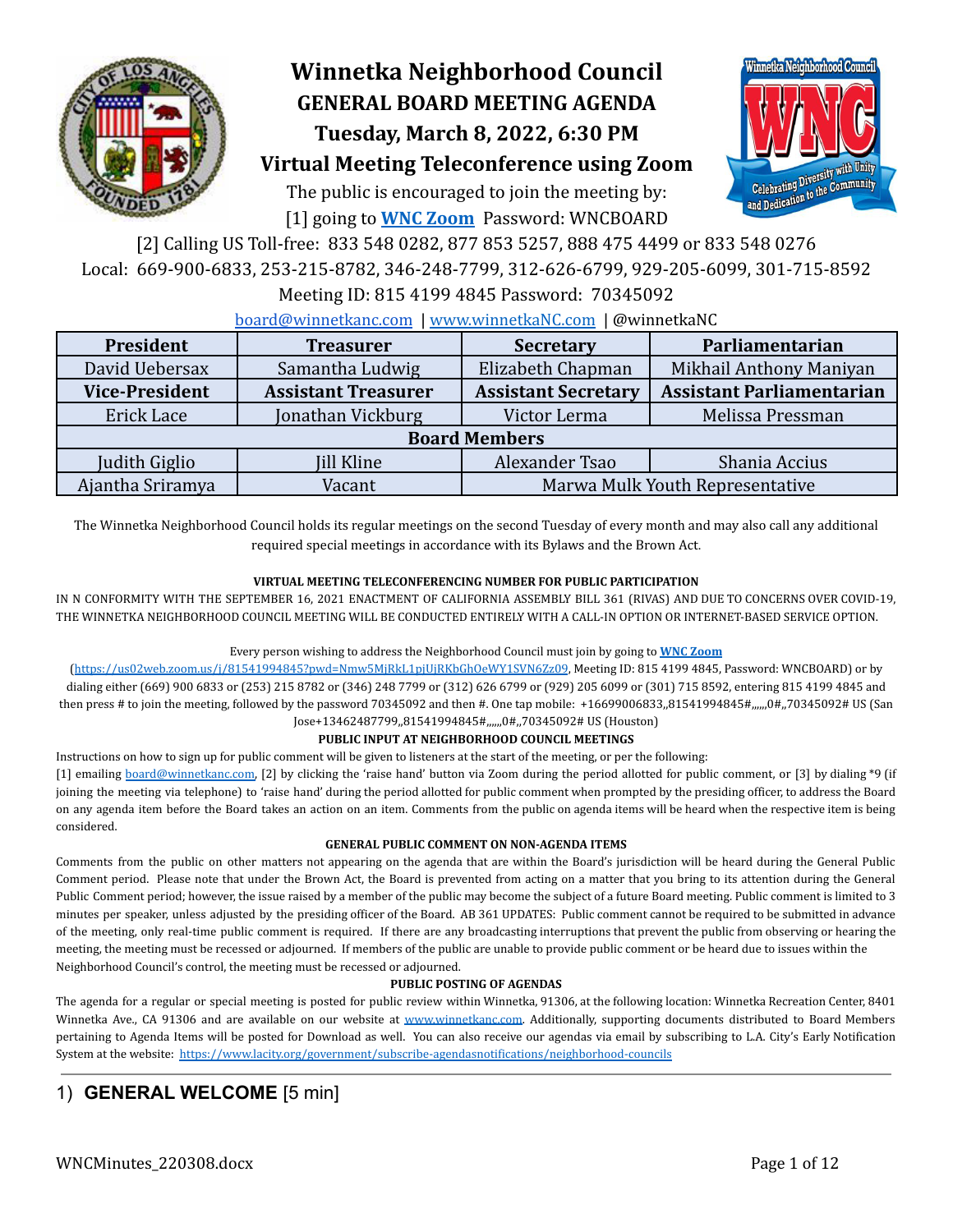# Winnetka Neighborhood Council

## GENERAL BOARD MEETING AGENDA

## Tuesday, March 8, 2022, 6:30 PM

## Virtual Meeting Teleconference using Zoom

The public is encouraged to join the meeting by:

[1] going to **WNC Zoom** Password: WNCBOARD

[2] Calling US Toll-free: 833 548 0282, 877 853 5257, 888 475 4499 or 833 548 0276

Local: 669-900-6833, 253-215-8782, 346-248-7799, 312-626-6799, 929-205-6099, 301-715-8592

Meeting ID: 815 4199 4845 Password: 70345092

board@winnetkanc.com | www.winnetkaNC.com | @winnetkaNC

| **President** | **Treasurer** | **Secretary** | **Parliamentarian** |
|---|---|---|---|
| David Uebersax | Samantha Ludwig | Elizabeth Chapman | Mikhail Anthony Maniyan |
| **Vice-President** | **Assistant Treasurer** | **Assistant Secretary** | **Assistant Parliamentarian** |
| Erick Lace | Jonathan Vickburg | Victor Lerma | Melissa Pressman |
| **Board Members** | | | |
| Judith Giglio | Jill Kline | Alexander Tsao | Shania Accius |
| Ajantha Sriramya | Vacant | Marwa Mulk Youth Representative | |

The Winnetka Neighborhood Council holds its regular meetings on the second Tuesday of every month and may also call any additional required special meetings in accordance with its Bylaws and the Brown Act.

**VIRTUAL MEETING TELECONFERENCING NUMBER FOR PUBLIC PARTICIPATION**

IN N CONFORMITY WITH THE SEPTEMBER 16, 2021 ENACTMENT OF CALIFORNIA ASSEMBLY BILL 361 (RIVAS) AND DUE TO CONCERNS OVER COVID-19, THE WINNETKA NEIGHBORHOOD COUNCIL MEETING WILL BE CONDUCTED ENTIRELY WITH A CALL-IN OPTION OR INTERNET-BASED SERVICE OPTION.

Every person wishing to address the Neighborhood Council must join by going to **WNC Zoom** (https://us02web.zoom.us/j/81541994845?pwd=Nmw5MjRkL1pjUjRKbGhOeWY1SVN6Zz09, Meeting ID: 815 4199 4845, Password: WNCBOARD) or by dialing either (669) 900 6833 or (253) 215 8782 or (346) 248 7799 or (312) 626 6799 or (929) 205 6099 or (301) 715 8592, entering 815 4199 4845 and then press # to join the meeting, followed by the password 70345092 and then #. One tap mobile: +16699006833,,81541994845#,,,,,,0#,,70345092# US (San Jose+13462487799,,81541994845#,,,,,,0#,,70345092# US (Houston)

**PUBLIC INPUT AT NEIGHBORHOOD COUNCIL MEETINGS**

Instructions on how to sign up for public comment will be given to listeners at the start of the meeting, or per the following:
[1] emailing board@winnetkanc.com, [2] by clicking the 'raise hand' button via Zoom during the period allotted for public comment, or [3] by dialing *9 (if joining the meeting via telephone) to 'raise hand' during the period allotted for public comment when prompted by the presiding officer, to address the Board on any agenda item before the Board takes an action on an item. Comments from the public on agenda items will be heard when the respective item is being considered.

**GENERAL PUBLIC COMMENT ON NON-AGENDA ITEMS**

Comments from the public on other matters not appearing on the agenda that are within the Board's jurisdiction will be heard during the General Public Comment period. Please note that under the Brown Act, the Board is prevented from acting on a matter that you bring to its attention during the General Public Comment period; however, the issue raised by a member of the public may become the subject of a future Board meeting. Public comment is limited to 3 minutes per speaker, unless adjusted by the presiding officer of the Board. AB 361 UPDATES: Public comment cannot be required to be submitted in advance of the meeting, only real-time public comment is required. If there are any broadcasting interruptions that prevent the public from observing or hearing the meeting, the meeting must be recessed or adjourned. If members of the public are unable to provide public comment or be heard due to issues within the Neighborhood Council's control, the meeting must be recessed or adjourned.

**PUBLIC POSTING OF AGENDAS**

The agenda for a regular or special meeting is posted for public review within Winnetka, 91306, at the following location: Winnetka Recreation Center, 8401 Winnetka Ave., CA 91306 and are available on our website at www.winnetkanc.com. Additionally, supporting documents distributed to Board Members pertaining to Agenda Items will be posted for Download as well. You can also receive our agendas via email by subscribing to L.A. City's Early Notification System at the website: https://www.lacity.org/government/subscribe-agendasnotifications/neighborhood-councils

## 1) GENERAL WELCOME [5 min]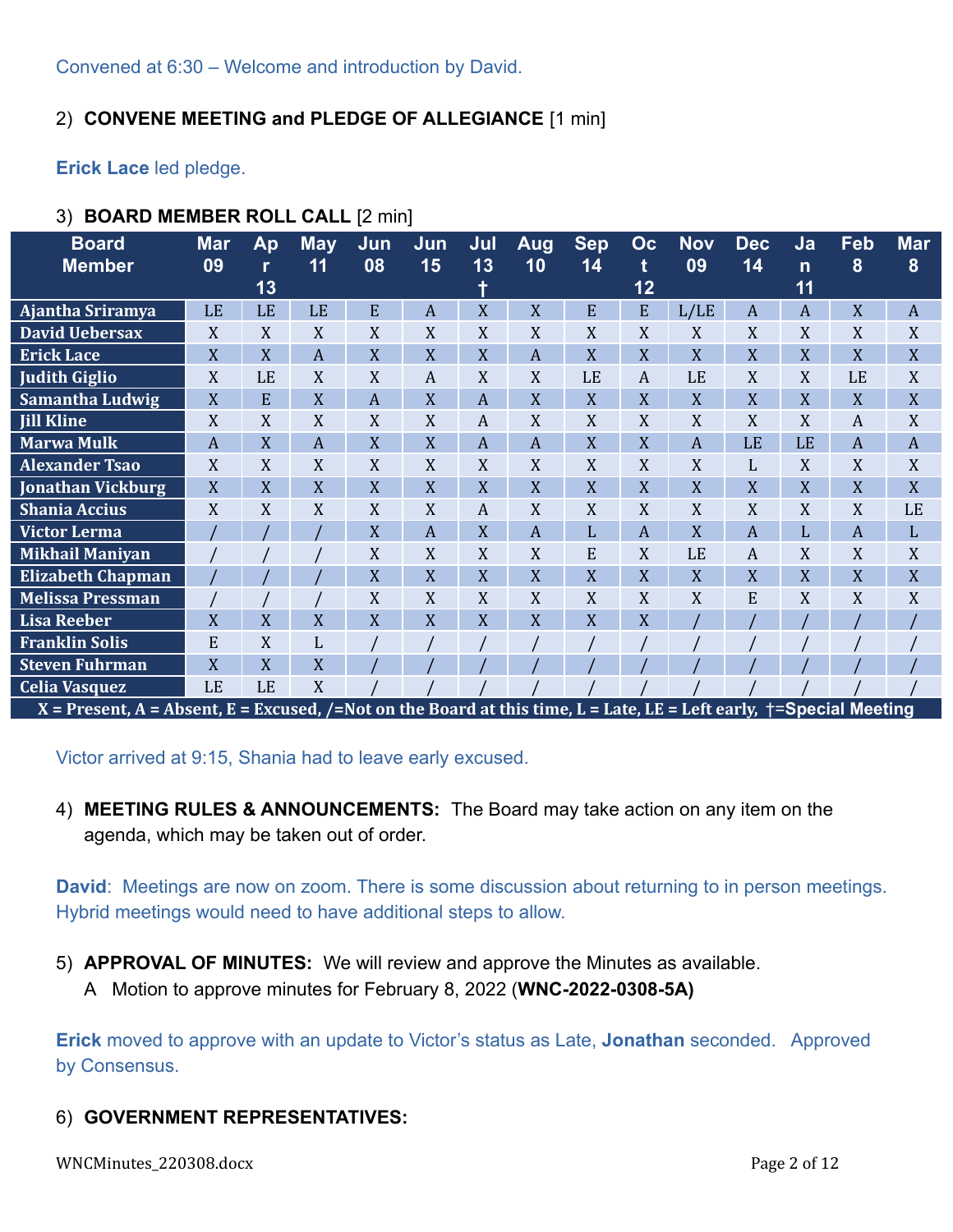Convened at 6:30 – Welcome and introduction by David.

2) **CONVENE MEETING and PLEDGE OF ALLEGIANCE** [1 min]

**Erick Lace** led pledge.

3) **BOARD MEMBER ROLL CALL** [2 min]

| Board Member | Mar 09 | Apr 13 | May 11 | Jun 08 | Jun 15 | Jul 13 † | Aug 10 | Sep 14 | Oct 12 | Nov 09 | Dec 14 | Jan 11 | Feb 8 | Mar 8 |
|---|---|---|---|---|---|---|---|---|---|---|---|---|---|---|
| Ajantha Sriramya | LE | LE | LE | E | A | X | X | E | E | L/LE | A | A | X | A |
| David Uebersax | X | X | X | X | X | X | X | X | X | X | X | X | X | X |
| Erick Lace | X | X | A | X | X | X | A | X | X | X | X | X | X | X |
| Judith Giglio | X | LE | X | X | A | X | X | LE | A | LE | X | X | LE | X |
| Samantha Ludwig | X | E | X | A | X | A | X | X | X | X | X | X | X | X |
| Jill Kline | X | X | X | X | X | A | X | X | X | X | X | X | A | X |
| Marwa Mulk | A | X | A | X | X | A | A | X | X | A | LE | LE | A | A |
| Alexander Tsao | X | X | X | X | X | X | X | X | X | X | L | X | X | X |
| Jonathan Vickburg | X | X | X | X | X | X | X | X | X | X | X | X | X | X |
| Shania Accius | X | X | X | X | X | A | X | X | X | X | X | X | X | LE |
| Victor Lerma | / | / | / | X | A | X | A | L | A | X | A | L | A | L |
| Mikhail Maniyan | / | / | / | X | X | X | X | E | X | LE | A | X | X | X |
| Elizabeth Chapman | / | / | / | X | X | X | X | X | X | X | X | X | X | X |
| Melissa Pressman | / | / | / | X | X | X | X | X | X | X | E | X | X | X |
| Lisa Reeber | X | X | X | X | X | X | X | X | X | / | / | / | / | / |
| Franklin Solis | E | X | L | / | / | / | / | / | / | / | / | / | / | / |
| Steven Fuhrman | X | X | X | / | / | / | / | / | / | / | / | / | / | / |
| Celia Vasquez | LE | LE | X | / | / | / | / | / | / | / | / | / | / | / |

X = Present, A = Absent, E = Excused, /=Not on the Board at this time, L = Late, LE = Left early, †=Special Meeting

Victor arrived at 9:15, Shania had to leave early excused.

4) **MEETING RULES & ANNOUNCEMENTS:** The Board may take action on any item on the agenda, which may be taken out of order.

**David**: Meetings are now on zoom. There is some discussion about returning to in person meetings. Hybrid meetings would need to have additional steps to allow.

5) **APPROVAL OF MINUTES:** We will review and approve the Minutes as available.
   A Motion to approve minutes for February 8, 2022 (**WNC-2022-0308-5A)**

**Erick** moved to approve with an update to Victor's status as Late, **Jonathan** seconded. Approved by Consensus.

6) **GOVERNMENT REPRESENTATIVES:**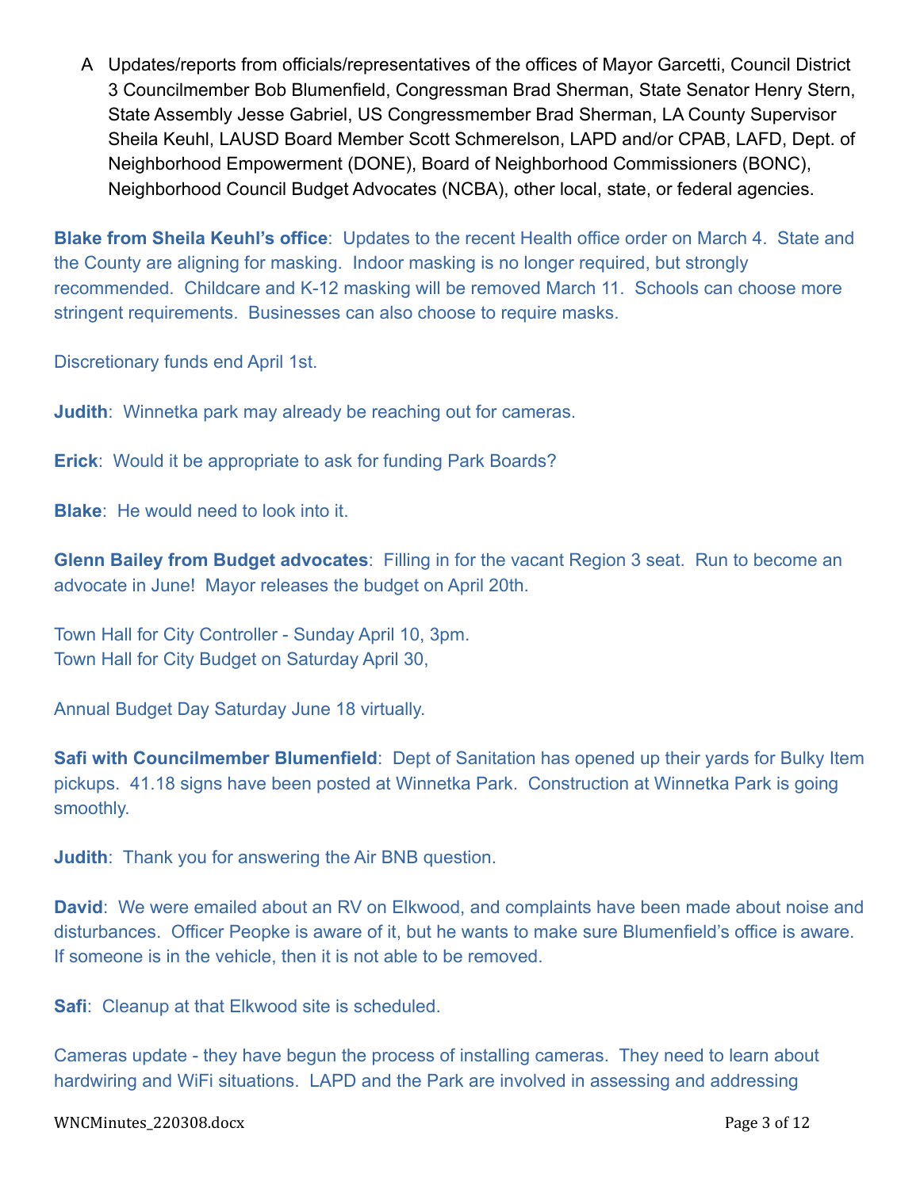A Updates/reports from officials/representatives of the offices of Mayor Garcetti, Council District 3 Councilmember Bob Blumenfield, Congressman Brad Sherman, State Senator Henry Stern, State Assembly Jesse Gabriel, US Congressmember Brad Sherman, LA County Supervisor Sheila Keuhl, LAUSD Board Member Scott Schmerelson, LAPD and/or CPAB, LAFD, Dept. of Neighborhood Empowerment (DONE), Board of Neighborhood Commissioners (BONC), Neighborhood Council Budget Advocates (NCBA), other local, state, or federal agencies.

**Blake from Sheila Keuhl's office**: Updates to the recent Health office order on March 4. State and the County are aligning for masking. Indoor masking is no longer required, but strongly recommended. Childcare and K-12 masking will be removed March 11. Schools can choose more stringent requirements. Businesses can also choose to require masks.

Discretionary funds end April 1st.

**Judith**: Winnetka park may already be reaching out for cameras.

**Erick**: Would it be appropriate to ask for funding Park Boards?

**Blake**: He would need to look into it.

**Glenn Bailey from Budget advocates**: Filling in for the vacant Region 3 seat. Run to become an advocate in June! Mayor releases the budget on April 20th.

Town Hall for City Controller - Sunday April 10, 3pm.
Town Hall for City Budget on Saturday April 30,

Annual Budget Day Saturday June 18 virtually.

**Safi with Councilmember Blumenfield**: Dept of Sanitation has opened up their yards for Bulky Item pickups. 41.18 signs have been posted at Winnetka Park. Construction at Winnetka Park is going smoothly.

**Judith**: Thank you for answering the Air BNB question.

**David**: We were emailed about an RV on Elkwood, and complaints have been made about noise and disturbances. Officer Peopke is aware of it, but he wants to make sure Blumenfield's office is aware. If someone is in the vehicle, then it is not able to be removed.

**Safi**: Cleanup at that Elkwood site is scheduled.

Cameras update - they have begun the process of installing cameras. They need to learn about hardwiring and WiFi situations. LAPD and the Park are involved in assessing and addressing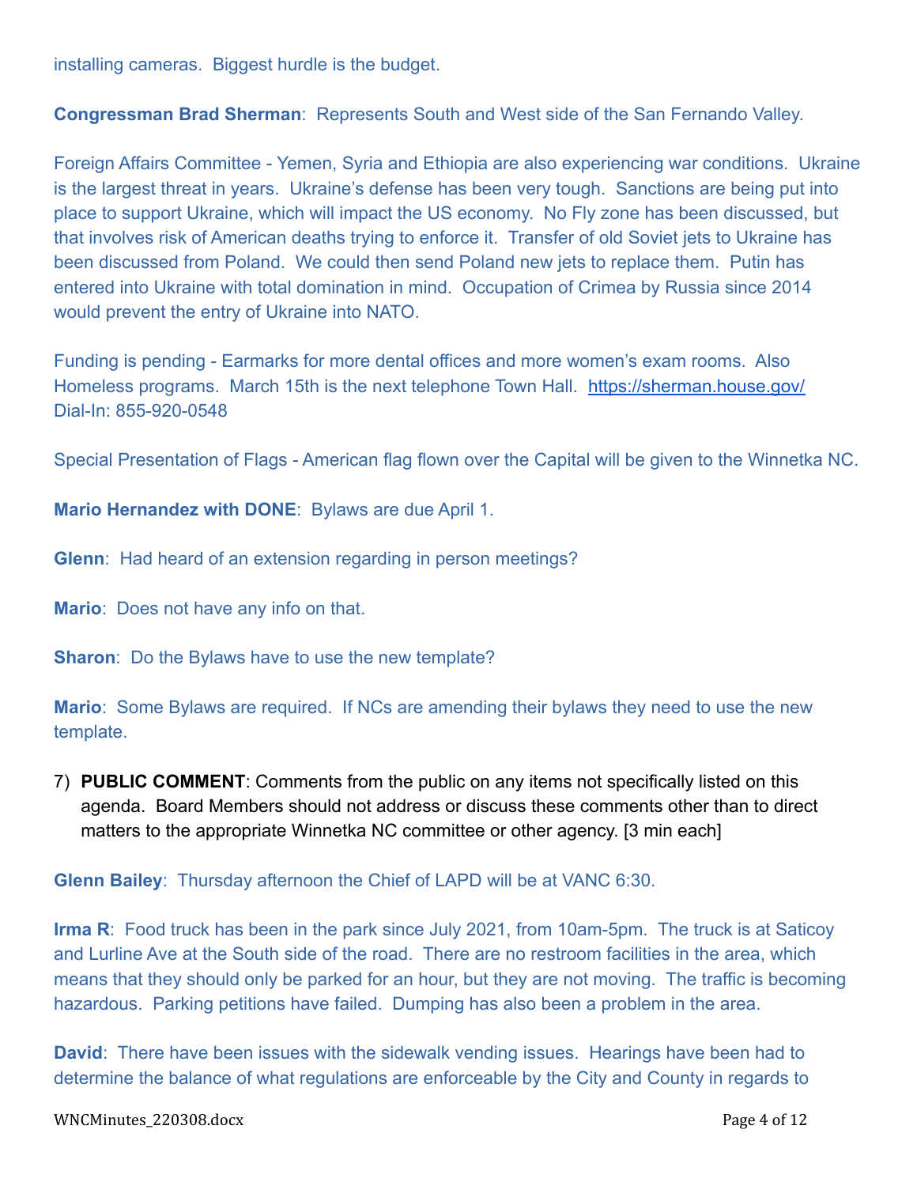installing cameras.  Biggest hurdle is the budget.

**Congressman Brad Sherman**:  Represents South and West side of the San Fernando Valley.

Foreign Affairs Committee - Yemen, Syria and Ethiopia are also experiencing war conditions.  Ukraine is the largest threat in years.  Ukraine's defense has been very tough.  Sanctions are being put into place to support Ukraine, which will impact the US economy.  No Fly zone has been discussed, but that involves risk of American deaths trying to enforce it.  Transfer of old Soviet jets to Ukraine has been discussed from Poland.  We could then send Poland new jets to replace them.  Putin has entered into Ukraine with total domination in mind.  Occupation of Crimea by Russia since 2014 would prevent the entry of Ukraine into NATO.

Funding is pending - Earmarks for more dental offices and more women's exam rooms.  Also Homeless programs.  March 15th is the next telephone Town Hall.  https://sherman.house.gov/
Dial-In: 855-920-0548

Special Presentation of Flags - American flag flown over the Capital will be given to the Winnetka NC.

**Mario Hernandez with DONE**:  Bylaws are due April 1.

**Glenn**:  Had heard of an extension regarding in person meetings?

**Mario**:  Does not have any info on that.

**Sharon**:  Do the Bylaws have to use the new template?

**Mario**:  Some Bylaws are required.  If NCs are amending their bylaws they need to use the new template.

7) **PUBLIC COMMENT**: Comments from the public on any items not specifically listed on this agenda.  Board Members should not address or discuss these comments other than to direct matters to the appropriate Winnetka NC committee or other agency. [3 min each]

**Glenn Bailey**:  Thursday afternoon the Chief of LAPD will be at VANC 6:30.

**Irma R**:  Food truck has been in the park since July 2021, from 10am-5pm.  The truck is at Saticoy and Lurline Ave at the South side of the road.  There are no restroom facilities in the area, which means that they should only be parked for an hour, but they are not moving.  The traffic is becoming hazardous.  Parking petitions have failed.  Dumping has also been a problem in the area.

**David**:  There have been issues with the sidewalk vending issues.  Hearings have been had to determine the balance of what regulations are enforceable by the City and County in regards to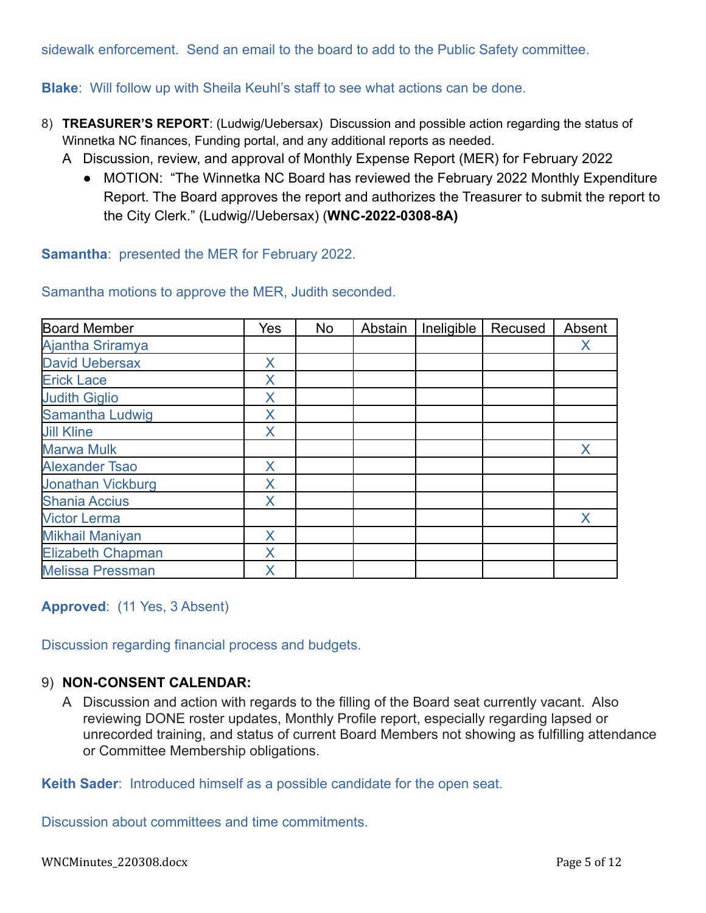sidewalk enforcement. Send an email to the board to add to the Public Safety committee.

**Blake**: Will follow up with Sheila Keuhl's staff to see what actions can be done.

8) **TREASURER'S REPORT**: (Ludwig/Uebersax) Discussion and possible action regarding the status of Winnetka NC finances, Funding portal, and any additional reports as needed.
   A Discussion, review, and approval of Monthly Expense Report (MER) for February 2022
      - MOTION: "The Winnetka NC Board has reviewed the February 2022 Monthly Expenditure Report. The Board approves the report and authorizes the Treasurer to submit the report to the City Clerk." (Ludwig//Uebersax) (**WNC-2022-0308-8A)**

**Samantha**: presented the MER for February 2022.

Samantha motions to approve the MER, Judith seconded.

| Board Member | Yes | No | Abstain | Ineligible | Recused | Absent |
|---|---|---|---|---|---|---|
| Ajantha Sriramya | | | | | | X |
| David Uebersax | X | | | | | |
| Erick Lace | X | | | | | |
| Judith Giglio | X | | | | | |
| Samantha Ludwig | X | | | | | |
| Jill Kline | X | | | | | |
| Marwa Mulk | | | | | | X |
| Alexander Tsao | X | | | | | |
| Jonathan Vickburg | X | | | | | |
| Shania Accius | X | | | | | |
| Victor Lerma | | | | | | X |
| Mikhail Maniyan | X | | | | | |
| Elizabeth Chapman | X | | | | | |
| Melissa Pressman | X | | | | | |

**Approved**: (11 Yes, 3 Absent)

Discussion regarding financial process and budgets.

9) **NON-CONSENT CALENDAR:**
   A Discussion and action with regards to the filling of the Board seat currently vacant. Also reviewing DONE roster updates, Monthly Profile report, especially regarding lapsed or unrecorded training, and status of current Board Members not showing as fulfilling attendance or Committee Membership obligations.

**Keith Sader**: Introduced himself as a possible candidate for the open seat.

Discussion about committees and time commitments.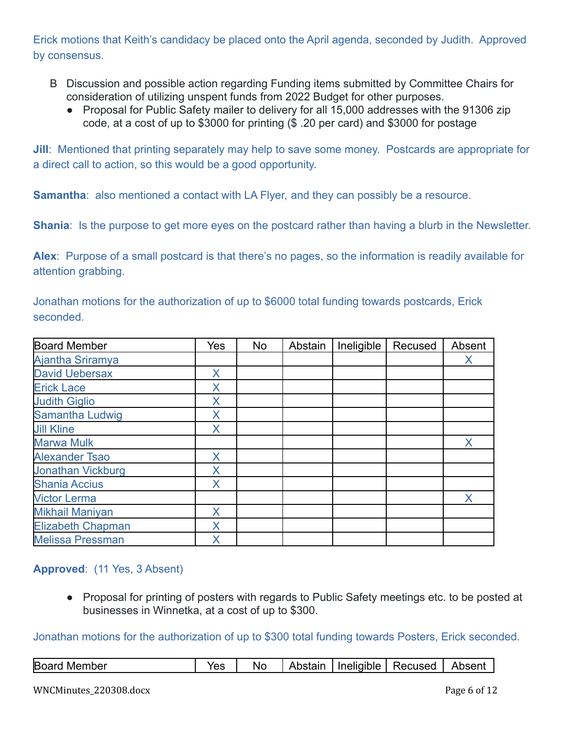Erick motions that Keith's candidacy be placed onto the April agenda, seconded by Judith. Approved by consensus.

B Discussion and possible action regarding Funding items submitted by Committee Chairs for consideration of utilizing unspent funds from 2022 Budget for other purposes.

- Proposal for Public Safety mailer to delivery for all 15,000 addresses with the 91306 zip code, at a cost of up to $3000 for printing ($ .20 per card) and $3000 for postage

**Jill**: Mentioned that printing separately may help to save some money. Postcards are appropriate for a direct call to action, so this would be a good opportunity.

**Samantha**: also mentioned a contact with LA Flyer, and they can possibly be a resource.

**Shania**: Is the purpose to get more eyes on the postcard rather than having a blurb in the Newsletter.

**Alex**: Purpose of a small postcard is that there's no pages, so the information is readily available for attention grabbing.

Jonathan motions for the authorization of up to $6000 total funding towards postcards, Erick seconded.

| Board Member | Yes | No | Abstain | Ineligible | Recused | Absent |
|---|---|---|---|---|---|---|
| Ajantha Sriramya | | | | | | X |
| David Uebersax | X | | | | | |
| Erick Lace | X | | | | | |
| Judith Giglio | X | | | | | |
| Samantha Ludwig | X | | | | | |
| Jill Kline | X | | | | | |
| Marwa Mulk | | | | | | X |
| Alexander Tsao | X | | | | | |
| Jonathan Vickburg | X | | | | | |
| Shania Accius | X | | | | | |
| Victor Lerma | | | | | | X |
| Mikhail Maniyan | X | | | | | |
| Elizabeth Chapman | X | | | | | |
| Melissa Pressman | X | | | | | |

**Approved**: (11 Yes, 3 Absent)

- Proposal for printing of posters with regards to Public Safety meetings etc. to be posted at businesses in Winnetka, at a cost of up to $300.

Jonathan motions for the authorization of up to $300 total funding towards Posters, Erick seconded.

| Board Member | Yes | No | Abstain | Ineligible | Recused | Absent |
|---|---|---|---|---|---|---|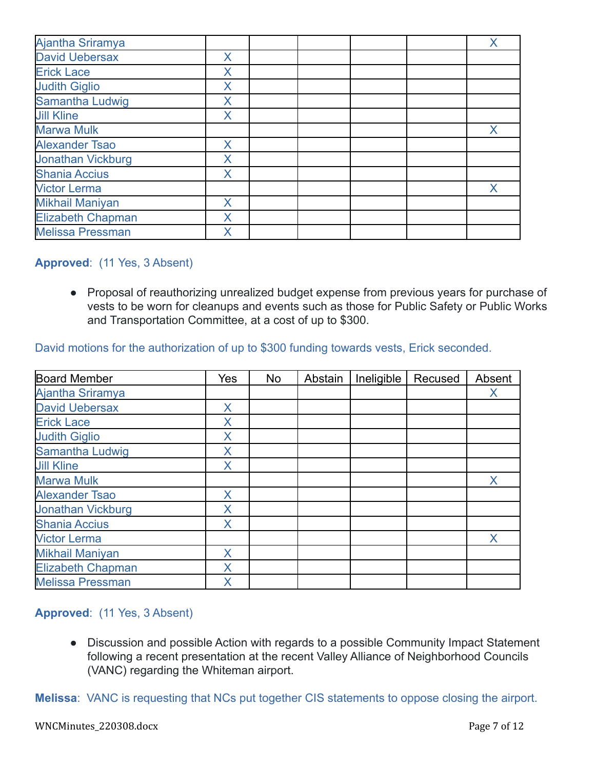| | | | | | | |
|---|---|---|---|---|---|---|
| Ajantha Sriramya | | | | | | X |
| David Uebersax | X | | | | | |
| Erick Lace | X | | | | | |
| Judith Giglio | X | | | | | |
| Samantha Ludwig | X | | | | | |
| Jill Kline | X | | | | | |
| Marwa Mulk | | | | | | X |
| Alexander Tsao | X | | | | | |
| Jonathan Vickburg | X | | | | | |
| Shania Accius | X | | | | | |
| Victor Lerma | | | | | | X |
| Mikhail Maniyan | X | | | | | |
| Elizabeth Chapman | X | | | | | |
| Melissa Pressman | X | | | | | |

**Approved**: (11 Yes, 3 Absent)

- Proposal of reauthorizing unrealized budget expense from previous years for purchase of vests to be worn for cleanups and events such as those for Public Safety or Public Works and Transportation Committee, at a cost of up to $300.

David motions for the authorization of up to $300 funding towards vests, Erick seconded.

| Board Member | Yes | No | Abstain | Ineligible | Recused | Absent |
|---|---|---|---|---|---|---|
| Ajantha Sriramya | | | | | | X |
| David Uebersax | X | | | | | |
| Erick Lace | X | | | | | |
| Judith Giglio | X | | | | | |
| Samantha Ludwig | X | | | | | |
| Jill Kline | X | | | | | |
| Marwa Mulk | | | | | | X |
| Alexander Tsao | X | | | | | |
| Jonathan Vickburg | X | | | | | |
| Shania Accius | X | | | | | |
| Victor Lerma | | | | | | X |
| Mikhail Maniyan | X | | | | | |
| Elizabeth Chapman | X | | | | | |
| Melissa Pressman | X | | | | | |

**Approved**: (11 Yes, 3 Absent)

- Discussion and possible Action with regards to a possible Community Impact Statement following a recent presentation at the recent Valley Alliance of Neighborhood Councils (VANC) regarding the Whiteman airport.

**Melissa**: VANC is requesting that NCs put together CIS statements to oppose closing the airport.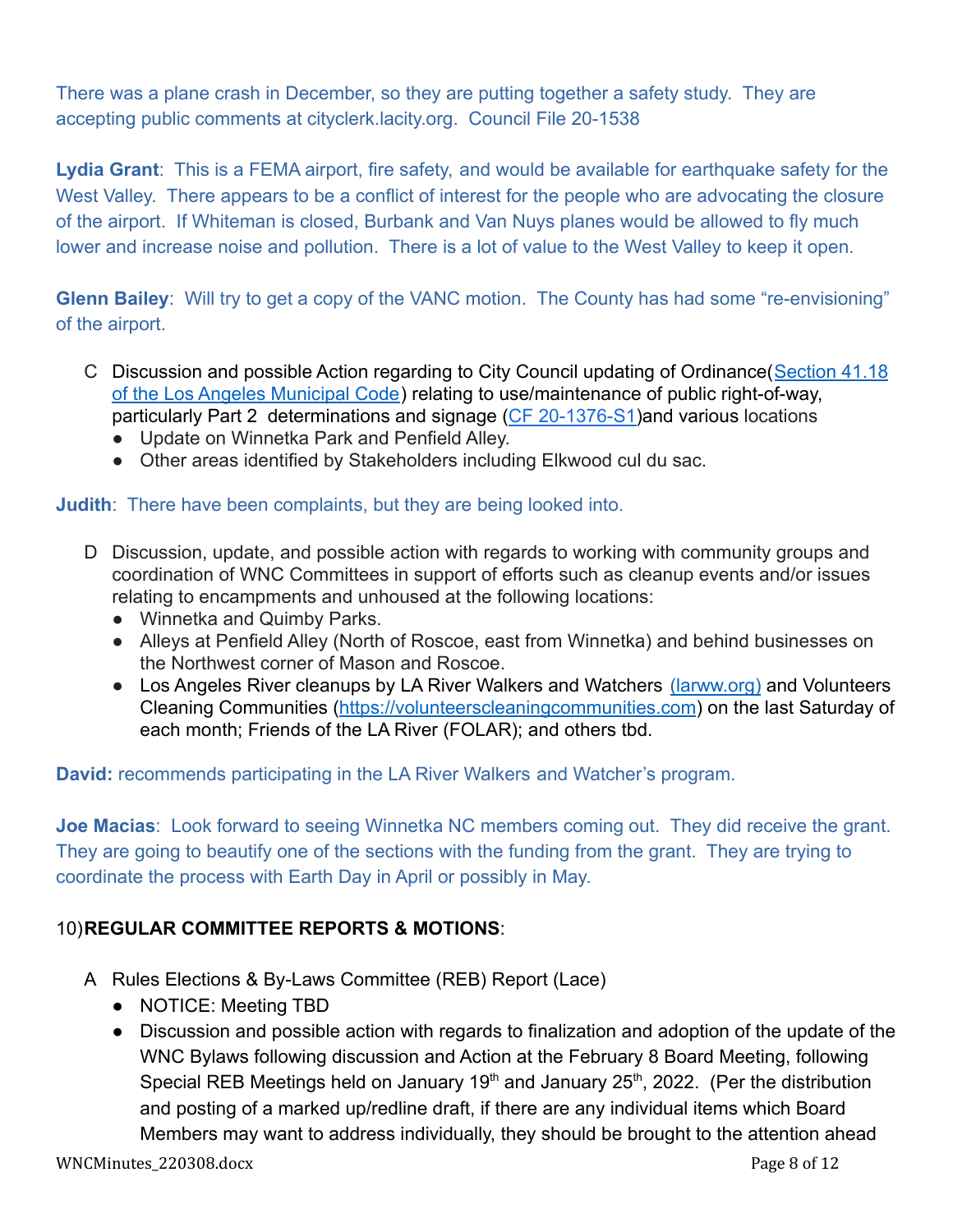There was a plane crash in December, so they are putting together a safety study. They are accepting public comments at cityclerk.lacity.org. Council File 20-1538

**Lydia Grant**: This is a FEMA airport, fire safety, and would be available for earthquake safety for the West Valley. There appears to be a conflict of interest for the people who are advocating the closure of the airport. If Whiteman is closed, Burbank and Van Nuys planes would be allowed to fly much lower and increase noise and pollution. There is a lot of value to the West Valley to keep it open.

**Glenn Bailey**: Will try to get a copy of the VANC motion. The County has had some "re-envisioning" of the airport.

C Discussion and possible Action regarding to City Council updating of Ordinance([Section 41.18 of the Los Angeles Municipal Code]()) relating to use/maintenance of public right-of-way, particularly Part 2 determinations and signage ([CF 20-1376-S1]())and various locations
- Update on Winnetka Park and Penfield Alley.
- Other areas identified by Stakeholders including Elkwood cul du sac.

**Judith**: There have been complaints, but they are being looked into.

D Discussion, update, and possible action with regards to working with community groups and coordination of WNC Committees in support of efforts such as cleanup events and/or issues relating to encampments and unhoused at the following locations:
- Winnetka and Quimby Parks.
- Alleys at Penfield Alley (North of Roscoe, east from Winnetka) and behind businesses on the Northwest corner of Mason and Roscoe.
- Los Angeles River cleanups by LA River Walkers and Watchers [(larww.org)]() and Volunteers Cleaning Communities ([https://volunteerscleaningcommunities.com]()) on the last Saturday of each month; Friends of the LA River (FOLAR); and others tbd.

**David:** recommends participating in the LA River Walkers and Watcher's program.

**Joe Macias**: Look forward to seeing Winnetka NC members coming out. They did receive the grant. They are going to beautify one of the sections with the funding from the grant. They are trying to coordinate the process with Earth Day in April or possibly in May.

## 10) **REGULAR COMMITTEE REPORTS & MOTIONS**:

A Rules Elections & By-Laws Committee (REB) Report (Lace)
- NOTICE: Meeting TBD
- Discussion and possible action with regards to finalization and adoption of the update of the WNC Bylaws following discussion and Action at the February 8 Board Meeting, following Special REB Meetings held on January 19th and January 25th, 2022. (Per the distribution and posting of a marked up/redline draft, if there are any individual items which Board Members may want to address individually, they should be brought to the attention ahead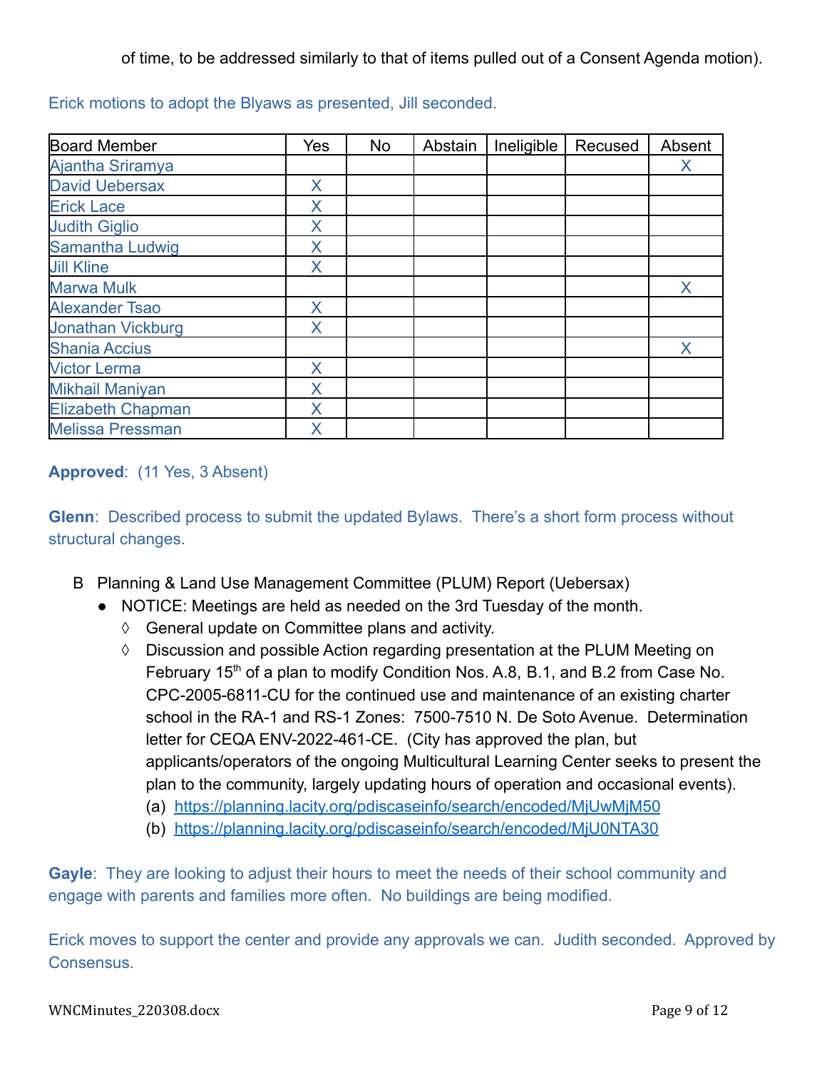of time, to be addressed similarly to that of items pulled out of a Consent Agenda motion).

Erick motions to adopt the Blyaws as presented, Jill seconded.

| Board Member | Yes | No | Abstain | Ineligible | Recused | Absent |
|---|---|---|---|---|---|---|
| Ajantha Sriramya | | | | | | X |
| David Uebersax | X | | | | | |
| Erick Lace | X | | | | | |
| Judith Giglio | X | | | | | |
| Samantha Ludwig | X | | | | | |
| Jill Kline | X | | | | | |
| Marwa Mulk | | | | | | X |
| Alexander Tsao | X | | | | | |
| Jonathan Vickburg | X | | | | | |
| Shania Accius | | | | | | X |
| Victor Lerma | X | | | | | |
| Mikhail Maniyan | X | | | | | |
| Elizabeth Chapman | X | | | | | |
| Melissa Pressman | X | | | | | |

**Approved**: (11 Yes, 3 Absent)

**Glenn**: Described process to submit the updated Bylaws. There's a short form process without structural changes.

B Planning & Land Use Management Committee (PLUM) Report (Uebersax)

- NOTICE: Meetings are held as needed on the 3rd Tuesday of the month.
  - ◊ General update on Committee plans and activity.
  - ◊ Discussion and possible Action regarding presentation at the PLUM Meeting on February 15th of a plan to modify Condition Nos. A.8, B.1, and B.2 from Case No. CPC-2005-6811-CU for the continued use and maintenance of an existing charter school in the RA-1 and RS-1 Zones: 7500-7510 N. De Soto Avenue. Determination letter for CEQA ENV-2022-461-CE. (City has approved the plan, but applicants/operators of the ongoing Multicultural Learning Center seeks to present the plan to the community, largely updating hours of operation and occasional events).
    - (a) https://planning.lacity.org/pdiscaseinfo/search/encoded/MjUwMjM50
    - (b) https://planning.lacity.org/pdiscaseinfo/search/encoded/MjU0NTA30

**Gayle**: They are looking to adjust their hours to meet the needs of their school community and engage with parents and families more often. No buildings are being modified.

Erick moves to support the center and provide any approvals we can. Judith seconded. Approved by Consensus.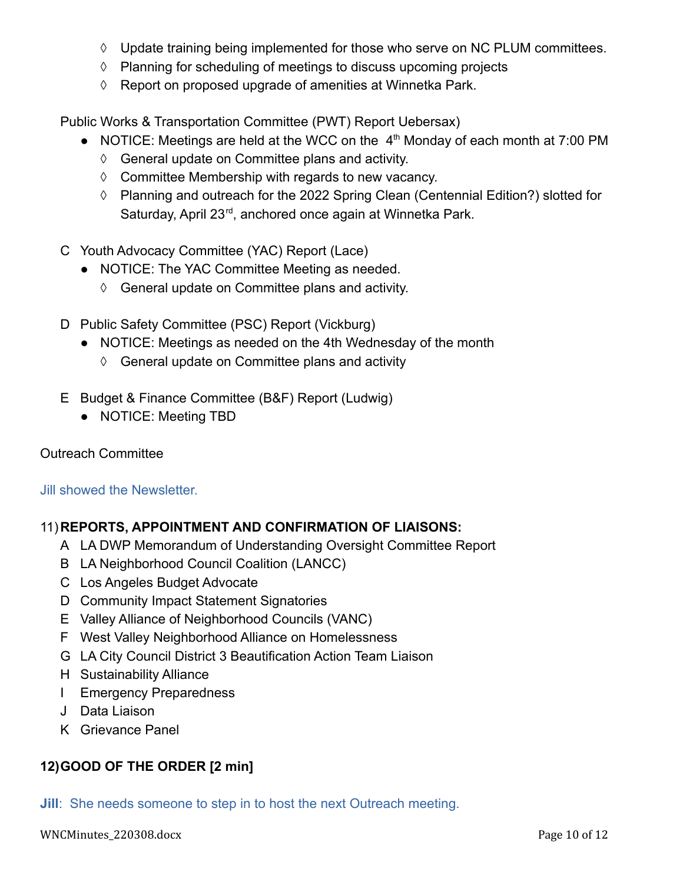- ◊ Update training being implemented for those who serve on NC PLUM committees.
- ◊ Planning for scheduling of meetings to discuss upcoming projects
- ◊ Report on proposed upgrade of amenities at Winnetka Park.

Public Works & Transportation Committee (PWT) Report Uebersax)

- NOTICE: Meetings are held at the WCC on the 4th Monday of each month at 7:00 PM
  - ◊ General update on Committee plans and activity.
  - ◊ Committee Membership with regards to new vacancy.
  - ◊ Planning and outreach for the 2022 Spring Clean (Centennial Edition?) slotted for Saturday, April 23rd, anchored once again at Winnetka Park.

C Youth Advocacy Committee (YAC) Report (Lace)

- NOTICE: The YAC Committee Meeting as needed.
  - ◊ General update on Committee plans and activity.

D Public Safety Committee (PSC) Report (Vickburg)

- NOTICE: Meetings as needed on the 4th Wednesday of the month
  - ◊ General update on Committee plans and activity

E Budget & Finance Committee (B&F) Report (Ludwig)

- NOTICE: Meeting TBD

Outreach Committee

Jill showed the Newsletter.

11) **REPORTS, APPOINTMENT AND CONFIRMATION OF LIAISONS:**

A LA DWP Memorandum of Understanding Oversight Committee Report
B LA Neighborhood Council Coalition (LANCC)
C Los Angeles Budget Advocate
D Community Impact Statement Signatories
E Valley Alliance of Neighborhood Councils (VANC)
F West Valley Neighborhood Alliance on Homelessness
G LA City Council District 3 Beautification Action Team Liaison
H Sustainability Alliance
I Emergency Preparedness
J Data Liaison
K Grievance Panel

12) **GOOD OF THE ORDER [2 min]**

**Jill**: She needs someone to step in to host the next Outreach meeting.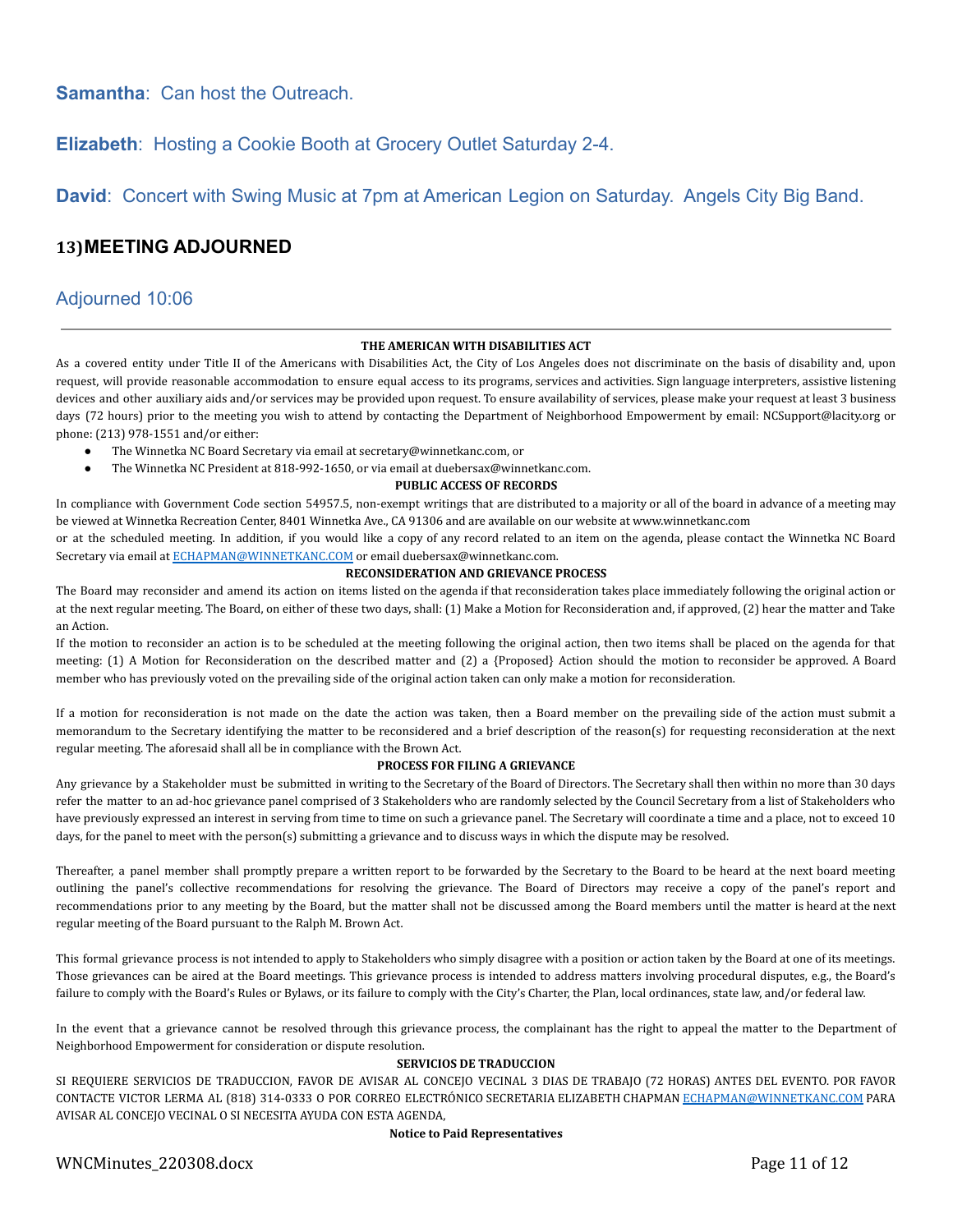**Samantha**: Can host the Outreach.

**Elizabeth**: Hosting a Cookie Booth at Grocery Outlet Saturday 2-4.

**David**: Concert with Swing Music at 7pm at American Legion on Saturday. Angels City Big Band.

## 13) MEETING ADJOURNED

Adjourned 10:06

---

**THE AMERICAN WITH DISABILITIES ACT**

As a covered entity under Title II of the Americans with Disabilities Act, the City of Los Angeles does not discriminate on the basis of disability and, upon request, will provide reasonable accommodation to ensure equal access to its programs, services and activities. Sign language interpreters, assistive listening devices and other auxiliary aids and/or services may be provided upon request. To ensure availability of services, please make your request at least 3 business days (72 hours) prior to the meeting you wish to attend by contacting the Department of Neighborhood Empowerment by email: NCSupport@lacity.org or phone: (213) 978-1551 and/or either:

- The Winnetka NC Board Secretary via email at secretary@winnetkanc.com, or
- The Winnetka NC President at 818-992-1650, or via email at duebersax@winnetkanc.com.

**PUBLIC ACCESS OF RECORDS**

In compliance with Government Code section 54957.5, non-exempt writings that are distributed to a majority or all of the board in advance of a meeting may be viewed at Winnetka Recreation Center, 8401 Winnetka Ave., CA 91306 and are available on our website at www.winnetkanc.com
or at the scheduled meeting. In addition, if you would like a copy of any record related to an item on the agenda, please contact the Winnetka NC Board Secretary via email at ECHAPMAN@WINNETKANC.COM or email duebersax@winnetkanc.com.

**RECONSIDERATION AND GRIEVANCE PROCESS**

The Board may reconsider and amend its action on items listed on the agenda if that reconsideration takes place immediately following the original action or at the next regular meeting. The Board, on either of these two days, shall: (1) Make a Motion for Reconsideration and, if approved, (2) hear the matter and Take an Action.

If the motion to reconsider an action is to be scheduled at the meeting following the original action, then two items shall be placed on the agenda for that meeting: (1) A Motion for Reconsideration on the described matter and (2) a {Proposed} Action should the motion to reconsider be approved. A Board member who has previously voted on the prevailing side of the original action taken can only make a motion for reconsideration.

If a motion for reconsideration is not made on the date the action was taken, then a Board member on the prevailing side of the action must submit a memorandum to the Secretary identifying the matter to be reconsidered and a brief description of the reason(s) for requesting reconsideration at the next regular meeting. The aforesaid shall all be in compliance with the Brown Act.

**PROCESS FOR FILING A GRIEVANCE**

Any grievance by a Stakeholder must be submitted in writing to the Secretary of the Board of Directors. The Secretary shall then within no more than 30 days refer the matter to an ad-hoc grievance panel comprised of 3 Stakeholders who are randomly selected by the Council Secretary from a list of Stakeholders who have previously expressed an interest in serving from time to time on such a grievance panel. The Secretary will coordinate a time and a place, not to exceed 10 days, for the panel to meet with the person(s) submitting a grievance and to discuss ways in which the dispute may be resolved.

Thereafter, a panel member shall promptly prepare a written report to be forwarded by the Secretary to the Board to be heard at the next board meeting outlining the panel's collective recommendations for resolving the grievance. The Board of Directors may receive a copy of the panel's report and recommendations prior to any meeting by the Board, but the matter shall not be discussed among the Board members until the matter is heard at the next regular meeting of the Board pursuant to the Ralph M. Brown Act.

This formal grievance process is not intended to apply to Stakeholders who simply disagree with a position or action taken by the Board at one of its meetings. Those grievances can be aired at the Board meetings. This grievance process is intended to address matters involving procedural disputes, e.g., the Board's failure to comply with the Board's Rules or Bylaws, or its failure to comply with the City's Charter, the Plan, local ordinances, state law, and/or federal law.

In the event that a grievance cannot be resolved through this grievance process, the complainant has the right to appeal the matter to the Department of Neighborhood Empowerment for consideration or dispute resolution.

**SERVICIOS DE TRADUCCION**

SI REQUIERE SERVICIOS DE TRADUCCION, FAVOR DE AVISAR AL CONCEJO VECINAL 3 DIAS DE TRABAJO (72 HORAS) ANTES DEL EVENTO. POR FAVOR CONTACTE VICTOR LERMA AL (818) 314-0333 O POR CORREO ELECTRÓNICO SECRETARIA ELIZABETH CHAPMAN ECHAPMAN@WINNETKANC.COM PARA AVISAR AL CONCEJO VECINAL O SI NECESITA AYUDA CON ESTA AGENDA,

**Notice to Paid Representatives**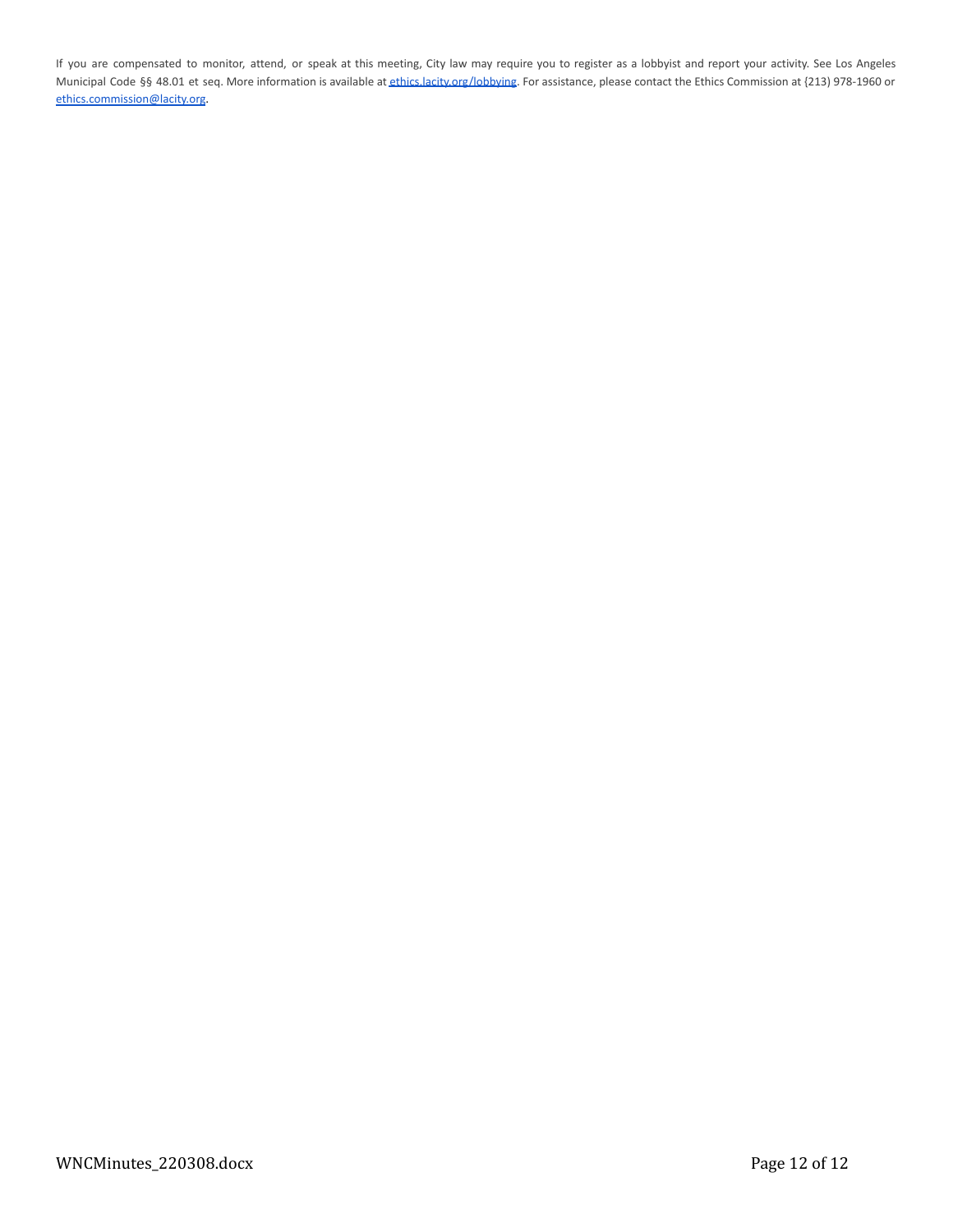If you are compensated to monitor, attend, or speak at this meeting, City law may require you to register as a lobbyist and report your activity. See Los Angeles Municipal Code §§ 48.01 et seq. More information is available at [ethics.lacity.org/lobbying](ethics.lacity.org/lobbying). For assistance, please contact the Ethics Commission at (213) 978-1960 or [ethics.commission@lacity.org](mailto:ethics.commission@lacity.org).